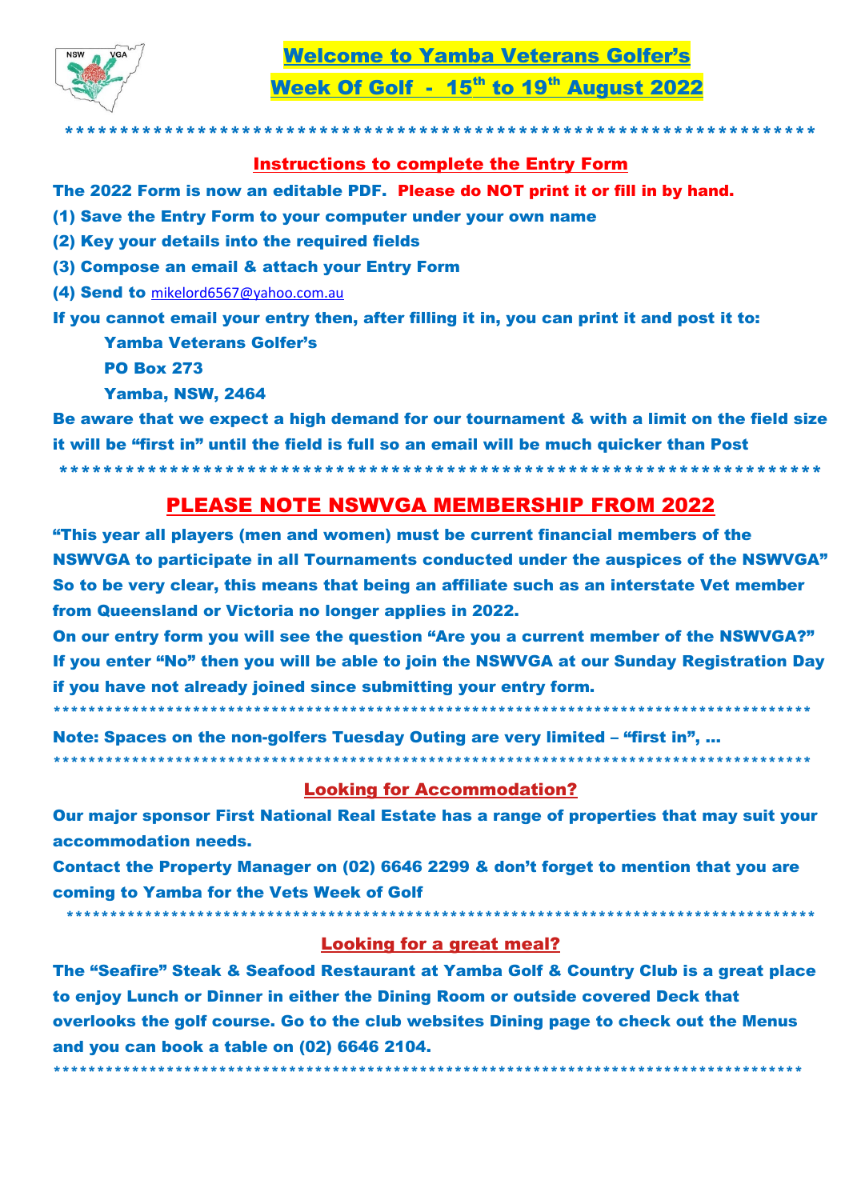# Welcome to Yamba Veterans Golfer's

# Week Of Golf - 15th to 19th August 2022

**************************************************************************

## Instructions to complete the Entry Form

**The 2022 Form is now an editable PDF. Please do NOT print it or fill in by hand.**

**(1) Save the Entry Form to your computer under your own name**

**(2) Key your details into the required fields**

**(3) Compose an email & attach your Entry Form**

**(4) Send to** mikelord6567@yahoo.com.au

**If you cannot email your entry then, after filling it in, you can print it and post it to:**

**Yamba Veterans Golfer's**
**PO Box 273**
**Yamba, NSW, 2464**

**Be aware that we expect a high demand for our tournament & with a limit on the field size it will be "first in" until the field is full so an email will be much quicker than Post**

**************************************************************************

## PLEASE NOTE NSWVGA MEMBERSHIP FROM 2022

**"This year all players (men and women) must be current financial members of the NSWVGA to participate in all Tournaments conducted under the auspices of the NSWVGA" So to be very clear, this means that being an affiliate such as an interstate Vet member from Queensland or Victoria no longer applies in 2022.**

**On our entry form you will see the question "Are you a current member of the NSWVGA?" If you enter "No" then you will be able to join the NSWVGA at our Sunday Registration Day if you have not already joined since submitting your entry form.**

******************************************************************************************

**Note: Spaces on the non-golfers Tuesday Outing are very limited – "first in", …**

******************************************************************************************

## Looking for Accommodation?

**Our major sponsor First National Real Estate has a range of properties that may suit your accommodation needs.**

**Contact the Property Manager on (02) 6646 2299 & don't forget to mention that you are coming to Yamba for the Vets Week of Golf**

******************************************************************************************

## Looking for a great meal?

**The "Seafire" Steak & Seafood Restaurant at Yamba Golf & Country Club is a great place to enjoy Lunch or Dinner in either the Dining Room or outside covered Deck that overlooks the golf course. Go to the club websites Dining page to check out the Menus and you can book a table on (02) 6646 2104.**

******************************************************************************************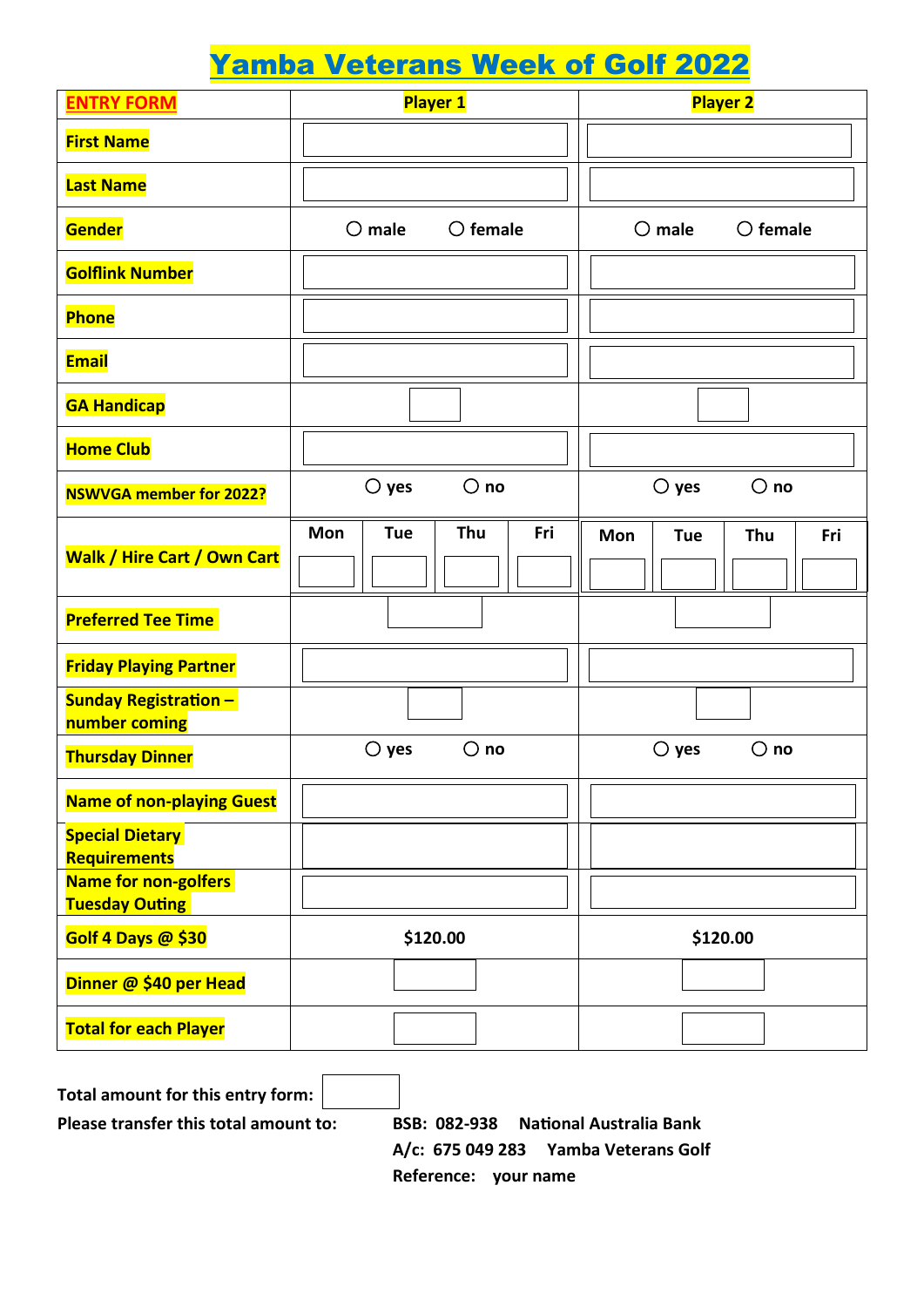# Yamba Veterans Week of Golf 2022

| ENTRY FORM | Player 1 | Player 2 |
|---|---|---|
| First Name | | |
| Last Name | | |
| Gender | ○ male ○ female | ○ male ○ female |
| Golflink Number | | |
| Phone | | |
| Email | | |
| GA Handicap | | |
| Home Club | | |
| NSWVGA member for 2022? | ○ yes ○ no | ○ yes ○ no |
| Walk / Hire Cart / Own Cart | Mon / Tue / Thu / Fri | Mon / Tue / Thu / Fri |
| Preferred Tee Time | | |
| Friday Playing Partner | | |
| Sunday Registration – number coming | | |
| Thursday Dinner | ○ yes ○ no | ○ yes ○ no |
| Name of non-playing Guest | | |
| Special Dietary Requirements | | |
| Name for non-golfers Tuesday Outing | | |
| Golf 4 Days @ $30 | $120.00 | $120.00 |
| Dinner @ $40 per Head | | |
| Total for each Player | | |

**Total amount for this entry form:**

**Please transfer this total amount to:**

**BSB: 082-938 National Australia Bank**

**A/c: 675 049 283 Yamba Veterans Golf**

**Reference: your name**